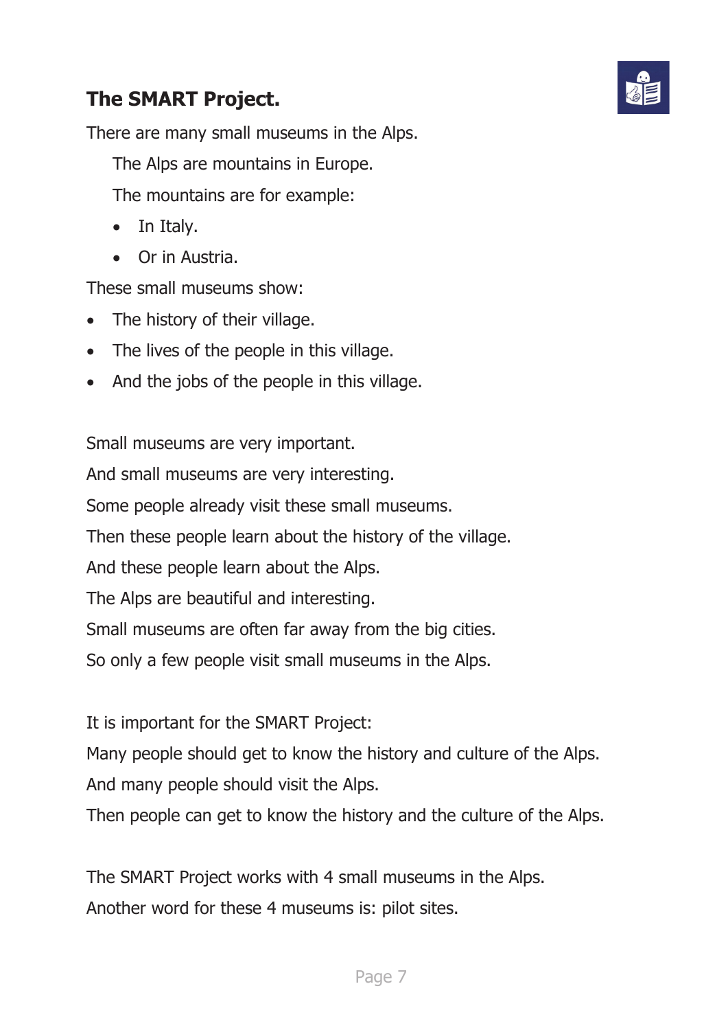## The SMART Project.

There are many small museums in the Alps.

The Alps are mountains in Europe.

The mountains are for example:

- In Italy.
- Or in Austria.

These small museums show:

- The history of their village.
- The lives of the people in this village.
- And the jobs of the people in this village.

Small museums are very important.

And small museums are very interesting.

Some people already visit these small museums.

Then these people learn about the history of the village.

And these people learn about the Alps.

The Alps are beautiful and interesting.

Small museums are often far away from the big cities.

So only a few people visit small museums in the Alps.

It is important for the SMART Project:

Many people should get to know the history and culture of the Alps.

And many people should visit the Alps.

Then people can get to know the history and the culture of the Alps.

The SMART Project works with 4 small museums in the Alps.

Another word for these 4 museums is: pilot sites.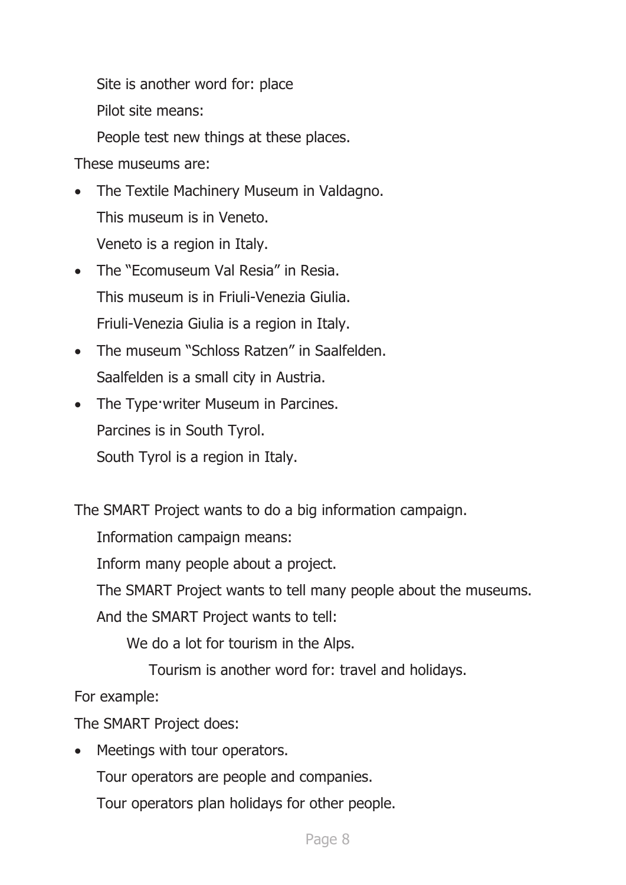Site is another word for: place

Pilot site means:

People test new things at these places.

These museums are:

- The Textile Machinery Museum in Valdagno.

  This museum is in Veneto.

  Veneto is a region in Italy.

- The "Ecomuseum Val Resia" in Resia.

  This museum is in Friuli-Venezia Giulia.

  Friuli-Venezia Giulia is a region in Italy.

- The museum "Schloss Ratzen" in Saalfelden.

  Saalfelden is a small city in Austria.

- The Type·writer Museum in Parcines.

  Parcines is in South Tyrol.

  South Tyrol is a region in Italy.

The SMART Project wants to do a big information campaign.

Information campaign means:

Inform many people about a project.

The SMART Project wants to tell many people about the museums.

And the SMART Project wants to tell:

We do a lot for tourism in the Alps.

Tourism is another word for: travel and holidays.

For example:

The SMART Project does:

- Meetings with tour operators.

  Tour operators are people and companies.

  Tour operators plan holidays for other people.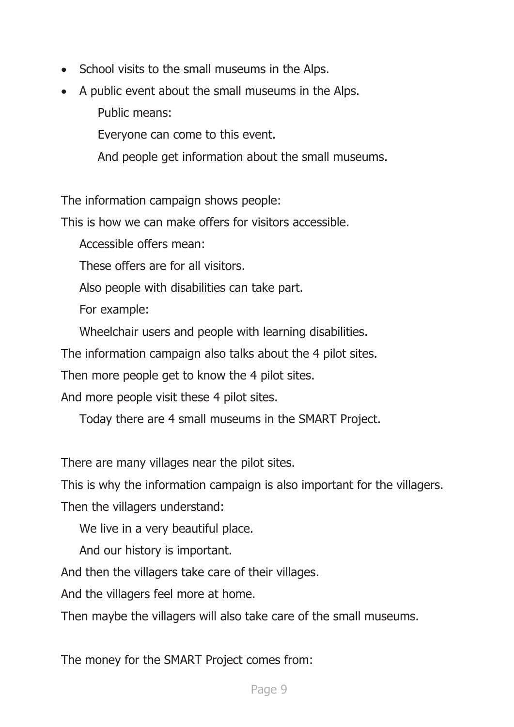- School visits to the small museums in the Alps.
- A public event about the small museums in the Alps.

  Public means:

  Everyone can come to this event.

  And people get information about the small museums.

The information campaign shows people:

This is how we can make offers for visitors accessible.

> Accessible offers mean:
>
> These offers are for all visitors.
>
> Also people with disabilities can take part.
>
> For example:
>
> Wheelchair users and people with learning disabilities.

The information campaign also talks about the 4 pilot sites.

Then more people get to know the 4 pilot sites.

And more people visit these 4 pilot sites.

> Today there are 4 small museums in the SMART Project.

There are many villages near the pilot sites.

This is why the information campaign is also important for the villagers.

Then the villagers understand:

> We live in a very beautiful place.
>
> And our history is important.

And then the villagers take care of their villages.

And the villagers feel more at home.

Then maybe the villagers will also take care of the small museums.

The money for the SMART Project comes from: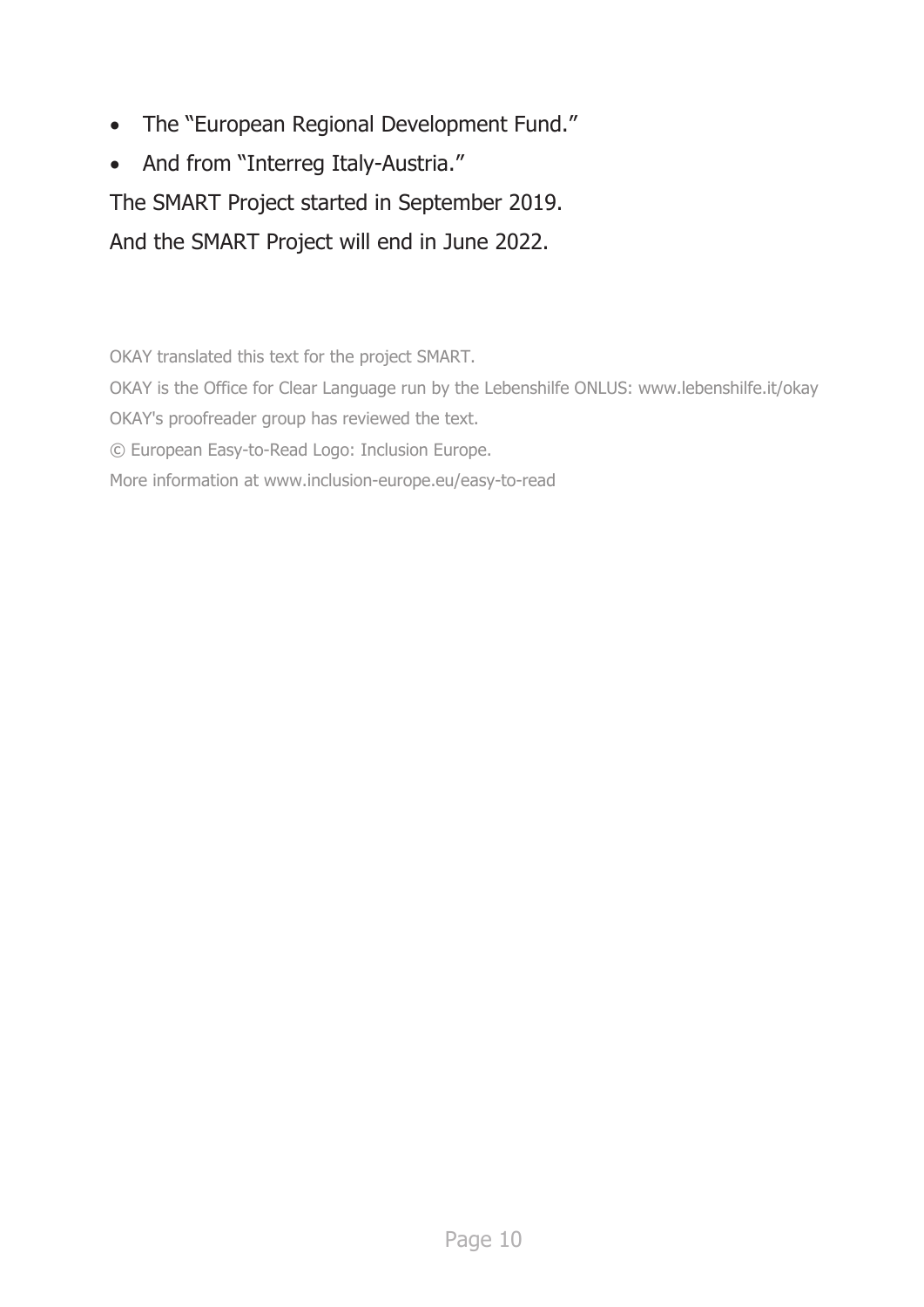- The "European Regional Development Fund."
- And from "Interreg Italy-Austria."

The SMART Project started in September 2019.

And the SMART Project will end in June 2022.

OKAY translated this text for the project SMART.

OKAY is the Office for Clear Language run by the Lebenshilfe ONLUS: www.lebenshilfe.it/okay

OKAY's proofreader group has reviewed the text.

© European Easy-to-Read Logo: Inclusion Europe.

More information at www.inclusion-europe.eu/easy-to-read